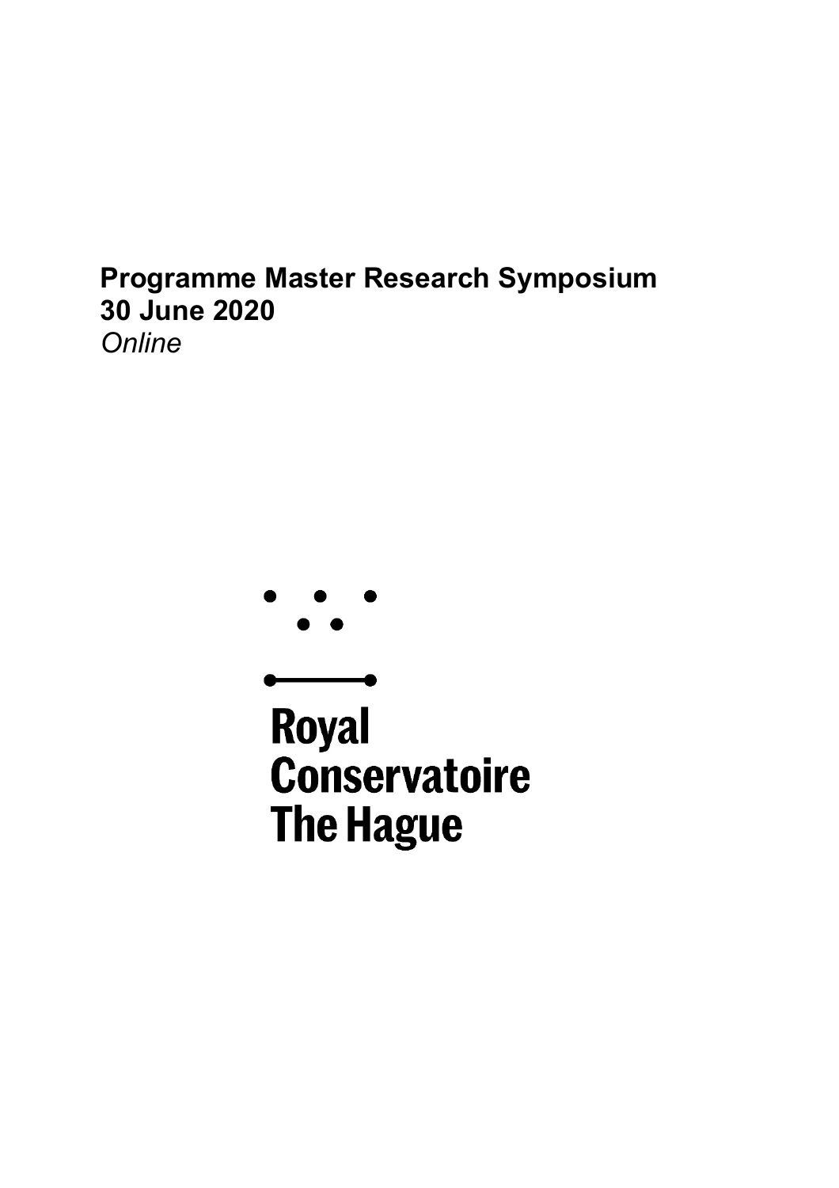**Programme Master Research Symposium**
**30 June 2020**
*Online*

Royal
Conservatoire
The Hague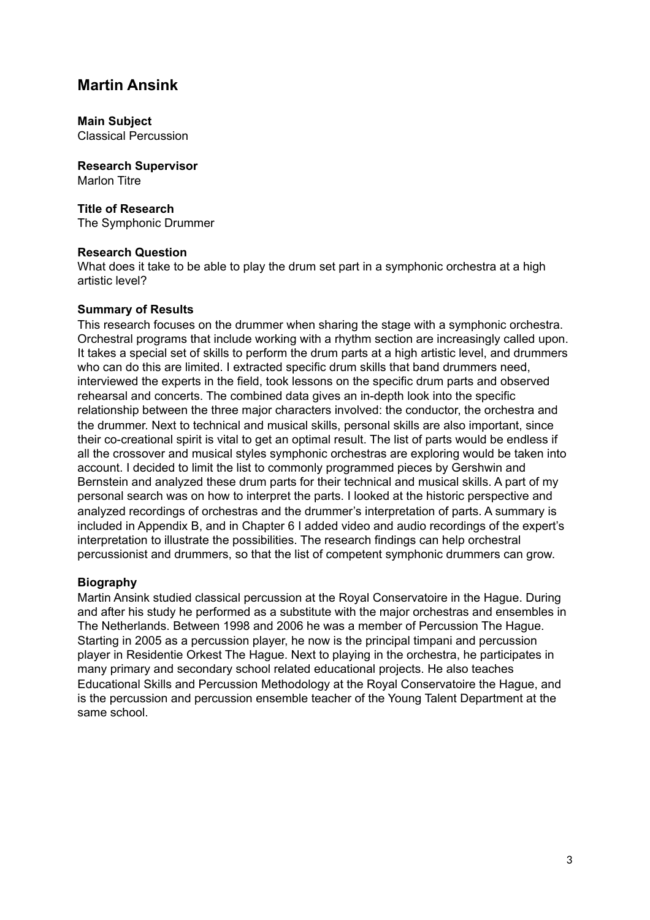# Martin Ansink

**Main Subject**
Classical Percussion

**Research Supervisor**
Marlon Titre

**Title of Research**
The Symphonic Drummer

**Research Question**
What does it take to be able to play the drum set part in a symphonic orchestra at a high artistic level?

**Summary of Results**
This research focuses on the drummer when sharing the stage with a symphonic orchestra. Orchestral programs that include working with a rhythm section are increasingly called upon. It takes a special set of skills to perform the drum parts at a high artistic level, and drummers who can do this are limited. I extracted specific drum skills that band drummers need, interviewed the experts in the field, took lessons on the specific drum parts and observed rehearsal and concerts. The combined data gives an in-depth look into the specific relationship between the three major characters involved: the conductor, the orchestra and the drummer. Next to technical and musical skills, personal skills are also important, since their co-creational spirit is vital to get an optimal result. The list of parts would be endless if all the crossover and musical styles symphonic orchestras are exploring would be taken into account. I decided to limit the list to commonly programmed pieces by Gershwin and Bernstein and analyzed these drum parts for their technical and musical skills. A part of my personal search was on how to interpret the parts. I looked at the historic perspective and analyzed recordings of orchestras and the drummer's interpretation of parts. A summary is included in Appendix B, and in Chapter 6 I added video and audio recordings of the expert's interpretation to illustrate the possibilities. The research findings can help orchestral percussionist and drummers, so that the list of competent symphonic drummers can grow.

**Biography**
Martin Ansink studied classical percussion at the Royal Conservatoire in the Hague. During and after his study he performed as a substitute with the major orchestras and ensembles in The Netherlands. Between 1998 and 2006 he was a member of Percussion The Hague. Starting in 2005 as a percussion player, he now is the principal timpani and percussion player in Residentie Orkest The Hague. Next to playing in the orchestra, he participates in many primary and secondary school related educational projects. He also teaches Educational Skills and Percussion Methodology at the Royal Conservatoire the Hague, and is the percussion and percussion ensemble teacher of the Young Talent Department at the same school.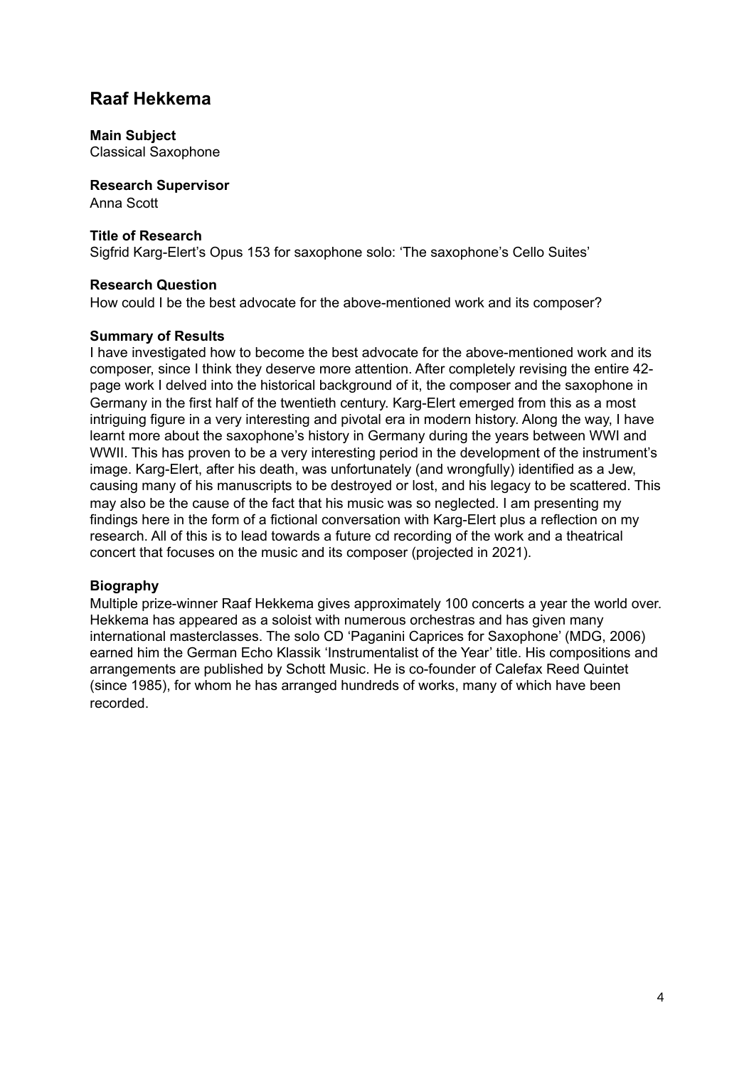## Raaf Hekkema

**Main Subject**
Classical Saxophone

**Research Supervisor**
Anna Scott

**Title of Research**
Sigfrid Karg-Elert's Opus 153 for saxophone solo: 'The saxophone's Cello Suites'

**Research Question**
How could I be the best advocate for the above-mentioned work and its composer?

**Summary of Results**
I have investigated how to become the best advocate for the above-mentioned work and its composer, since I think they deserve more attention. After completely revising the entire 42-page work I delved into the historical background of it, the composer and the saxophone in Germany in the first half of the twentieth century. Karg-Elert emerged from this as a most intriguing figure in a very interesting and pivotal era in modern history. Along the way, I have learnt more about the saxophone's history in Germany during the years between WWI and WWII. This has proven to be a very interesting period in the development of the instrument's image. Karg-Elert, after his death, was unfortunately (and wrongfully) identified as a Jew, causing many of his manuscripts to be destroyed or lost, and his legacy to be scattered. This may also be the cause of the fact that his music was so neglected. I am presenting my findings here in the form of a fictional conversation with Karg-Elert plus a reflection on my research. All of this is to lead towards a future cd recording of the work and a theatrical concert that focuses on the music and its composer (projected in 2021).

**Biography**
Multiple prize-winner Raaf Hekkema gives approximately 100 concerts a year the world over. Hekkema has appeared as a soloist with numerous orchestras and has given many international masterclasses. The solo CD 'Paganini Caprices for Saxophone' (MDG, 2006) earned him the German Echo Klassik 'Instrumentalist of the Year' title. His compositions and arrangements are published by Schott Music. He is co-founder of Calefax Reed Quintet (since 1985), for whom he has arranged hundreds of works, many of which have been recorded.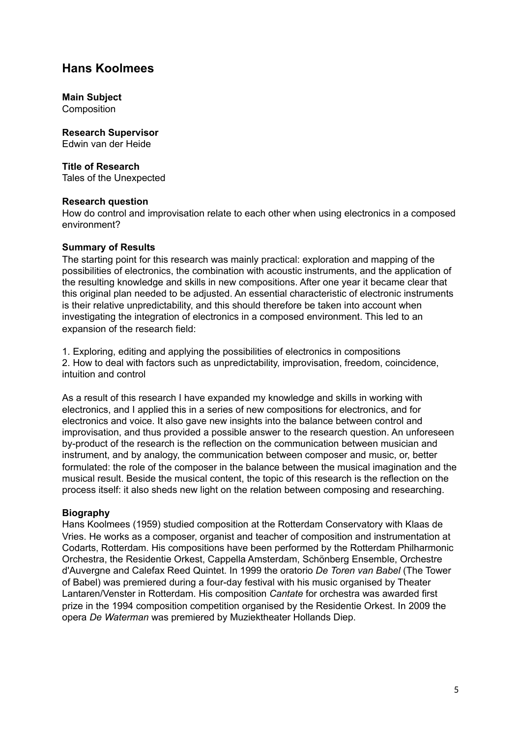## Hans Koolmees

**Main Subject**
Composition

**Research Supervisor**
Edwin van der Heide

**Title of Research**
Tales of the Unexpected

**Research question**
How do control and improvisation relate to each other when using electronics in a composed environment?

**Summary of Results**
The starting point for this research was mainly practical: exploration and mapping of the possibilities of electronics, the combination with acoustic instruments, and the application of the resulting knowledge and skills in new compositions. After one year it became clear that this original plan needed to be adjusted. An essential characteristic of electronic instruments is their relative unpredictability, and this should therefore be taken into account when investigating the integration of electronics in a composed environment. This led to an expansion of the research field:

1. Exploring, editing and applying the possibilities of electronics in compositions
2. How to deal with factors such as unpredictability, improvisation, freedom, coincidence, intuition and control

As a result of this research I have expanded my knowledge and skills in working with electronics, and I applied this in a series of new compositions for electronics, and for electronics and voice. It also gave new insights into the balance between control and improvisation, and thus provided a possible answer to the research question. An unforeseen by-product of the research is the reflection on the communication between musician and instrument, and by analogy, the communication between composer and music, or, better formulated: the role of the composer in the balance between the musical imagination and the musical result. Beside the musical content, the topic of this research is the reflection on the process itself: it also sheds new light on the relation between composing and researching.

**Biography**
Hans Koolmees (1959) studied composition at the Rotterdam Conservatory with Klaas de Vries. He works as a composer, organist and teacher of composition and instrumentation at Codarts, Rotterdam. His compositions have been performed by the Rotterdam Philharmonic Orchestra, the Residentie Orkest, Cappella Amsterdam, Schönberg Ensemble, Orchestre d'Auvergne and Calefax Reed Quintet. In 1999 the oratorio *De Toren van Babel* (The Tower of Babel) was premiered during a four-day festival with his music organised by Theater Lantaren/Venster in Rotterdam. His composition *Cantate* for orchestra was awarded first prize in the 1994 composition competition organised by the Residentie Orkest. In 2009 the opera *De Waterman* was premiered by Muziektheater Hollands Diep.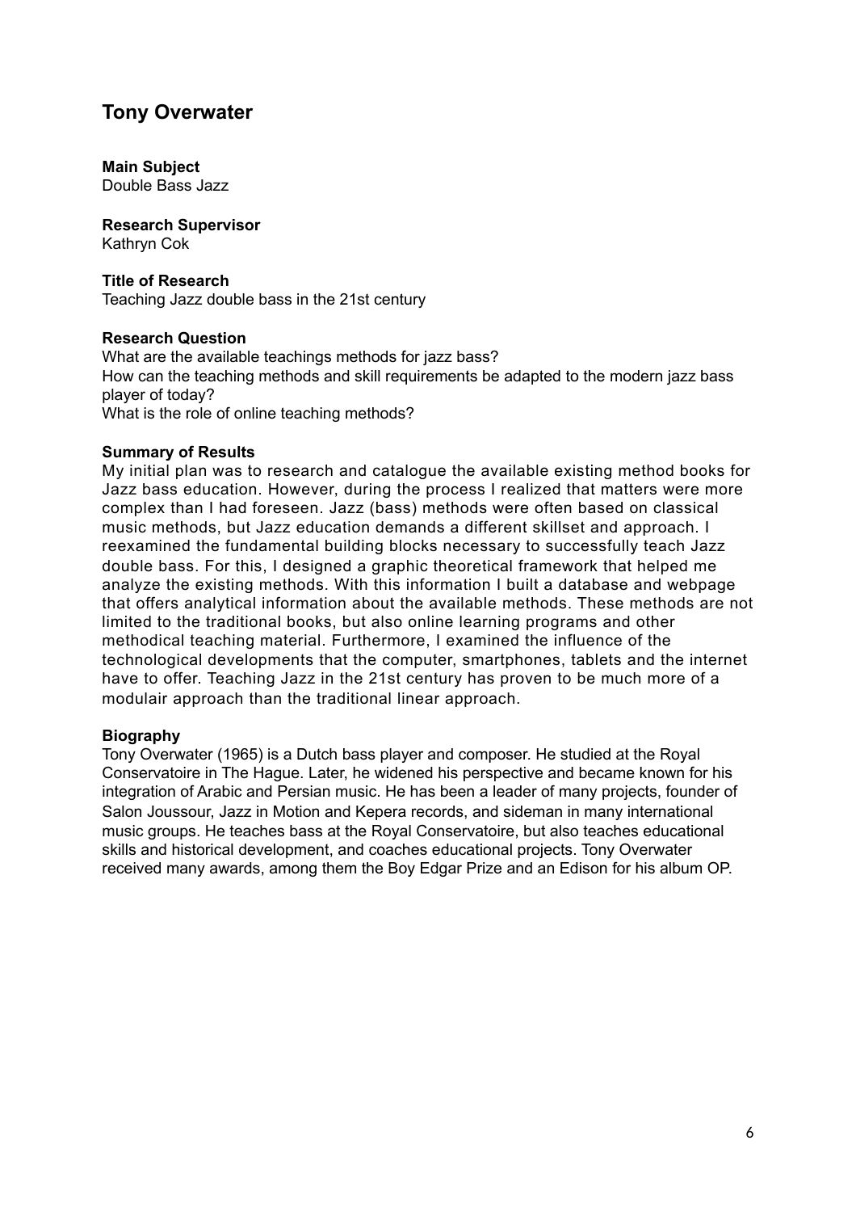## Tony Overwater

**Main Subject**
Double Bass Jazz

**Research Supervisor**
Kathryn Cok

**Title of Research**
Teaching Jazz double bass in the 21st century

**Research Question**
What are the available teachings methods for jazz bass?
How can the teaching methods and skill requirements be adapted to the modern jazz bass player of today?
What is the role of online teaching methods?

**Summary of Results**
My initial plan was to research and catalogue the available existing method books for Jazz bass education. However, during the process I realized that matters were more complex than I had foreseen. Jazz (bass) methods were often based on classical music methods, but Jazz education demands a different skillset and approach. I reexamined the fundamental building blocks necessary to successfully teach Jazz double bass. For this, I designed a graphic theoretical framework that helped me analyze the existing methods. With this information I built a database and webpage that offers analytical information about the available methods. These methods are not limited to the traditional books, but also online learning programs and other methodical teaching material. Furthermore, I examined the influence of the technological developments that the computer, smartphones, tablets and the internet have to offer. Teaching Jazz in the 21st century has proven to be much more of a modulair approach than the traditional linear approach.

**Biography**
Tony Overwater (1965) is a Dutch bass player and composer. He studied at the Royal Conservatoire in The Hague. Later, he widened his perspective and became known for his integration of Arabic and Persian music. He has been a leader of many projects, founder of Salon Joussour, Jazz in Motion and Kepera records, and sideman in many international music groups. He teaches bass at the Royal Conservatoire, but also teaches educational skills and historical development, and coaches educational projects. Tony Overwater received many awards, among them the Boy Edgar Prize and an Edison for his album OP.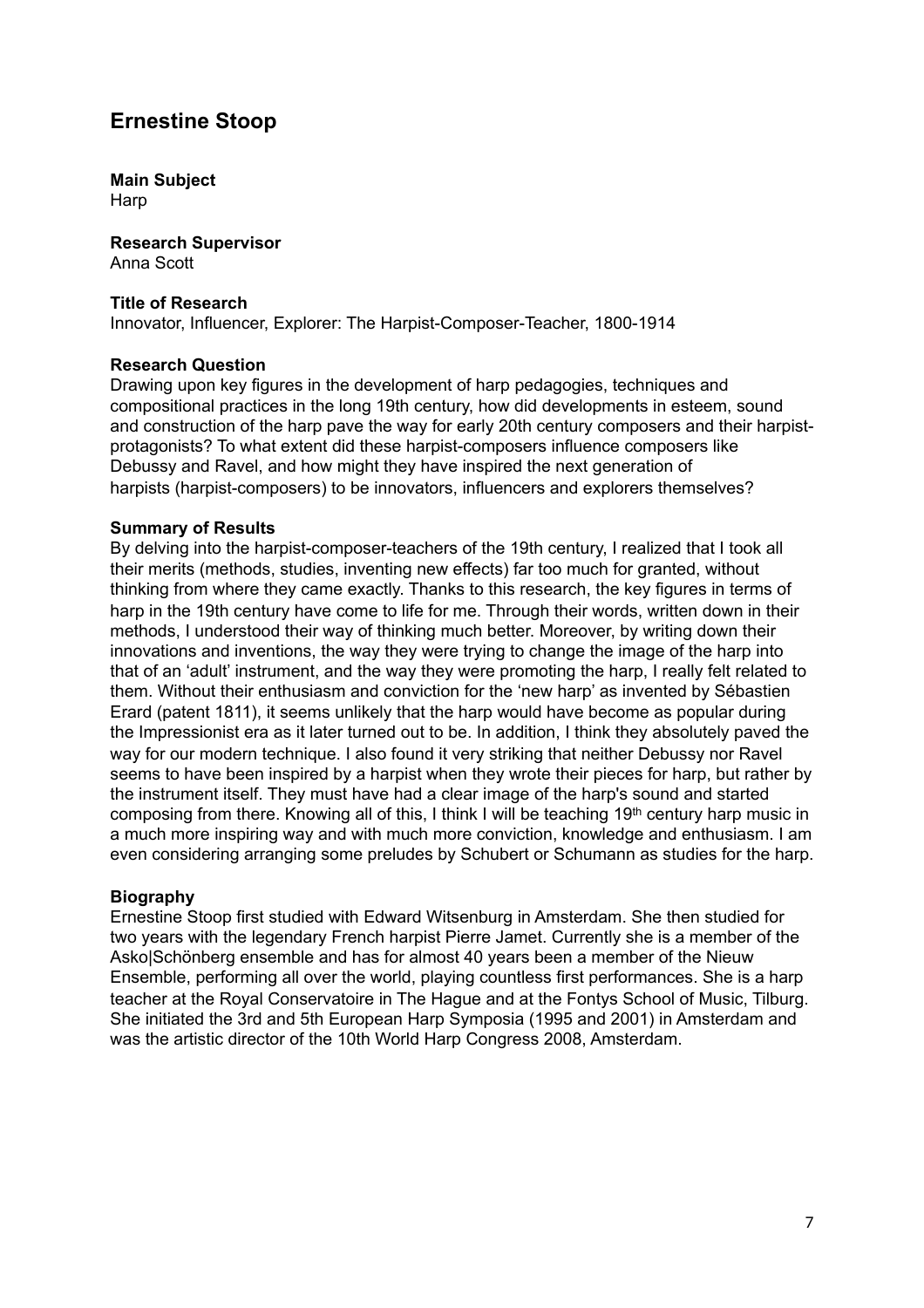# Ernestine Stoop

**Main Subject**
Harp

**Research Supervisor**
Anna Scott

**Title of Research**
Innovator, Influencer, Explorer: The Harpist-Composer-Teacher, 1800-1914

**Research Question**
Drawing upon key figures in the development of harp pedagogies, techniques and compositional practices in the long 19th century, how did developments in esteem, sound and construction of the harp pave the way for early 20th century composers and their harpist-protagonists? To what extent did these harpist-composers influence composers like Debussy and Ravel, and how might they have inspired the next generation of harpists (harpist-composers) to be innovators, influencers and explorers themselves?

**Summary of Results**
By delving into the harpist-composer-teachers of the 19th century, I realized that I took all their merits (methods, studies, inventing new effects) far too much for granted, without thinking from where they came exactly. Thanks to this research, the key figures in terms of harp in the 19th century have come to life for me. Through their words, written down in their methods, I understood their way of thinking much better. Moreover, by writing down their innovations and inventions, the way they were trying to change the image of the harp into that of an 'adult' instrument, and the way they were promoting the harp, I really felt related to them. Without their enthusiasm and conviction for the 'new harp' as invented by Sébastien Erard (patent 1811), it seems unlikely that the harp would have become as popular during the Impressionist era as it later turned out to be. In addition, I think they absolutely paved the way for our modern technique. I also found it very striking that neither Debussy nor Ravel seems to have been inspired by a harpist when they wrote their pieces for harp, but rather by the instrument itself. They must have had a clear image of the harp's sound and started composing from there. Knowing all of this, I think I will be teaching 19th century harp music in a much more inspiring way and with much more conviction, knowledge and enthusiasm. I am even considering arranging some preludes by Schubert or Schumann as studies for the harp.

**Biography**
Ernestine Stoop first studied with Edward Witsenburg in Amsterdam. She then studied for two years with the legendary French harpist Pierre Jamet. Currently she is a member of the Asko|Schönberg ensemble and has for almost 40 years been a member of the Nieuw Ensemble, performing all over the world, playing countless first performances. She is a harp teacher at the Royal Conservatoire in The Hague and at the Fontys School of Music, Tilburg. She initiated the 3rd and 5th European Harp Symposia (1995 and 2001) in Amsterdam and was the artistic director of the 10th World Harp Congress 2008, Amsterdam.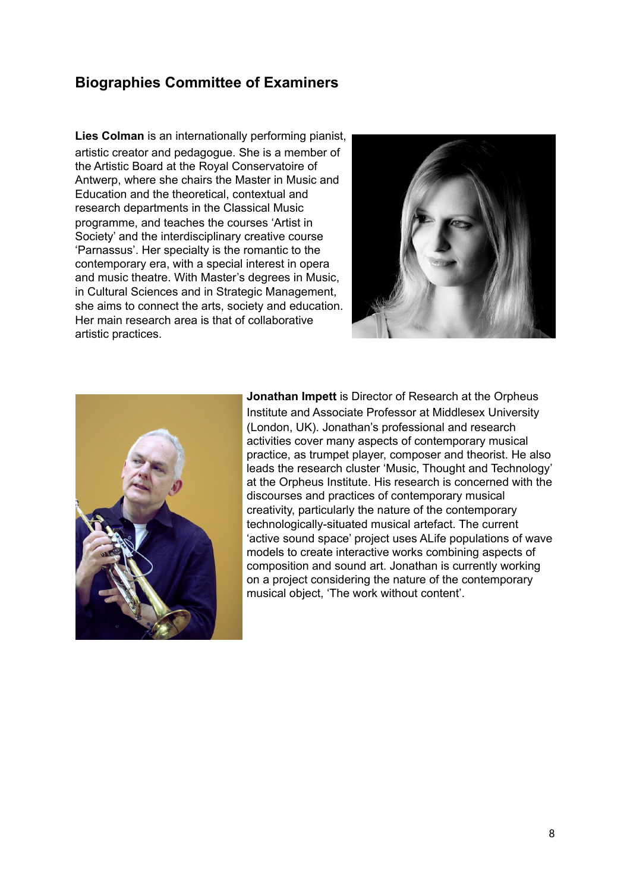## Biographies Committee of Examiners

**Lies Colman** is an internationally performing pianist, artistic creator and pedagogue. She is a member of the Artistic Board at the Royal Conservatoire of Antwerp, where she chairs the Master in Music and Education and the theoretical, contextual and research departments in the Classical Music programme, and teaches the courses 'Artist in Society' and the interdisciplinary creative course 'Parnassus'. Her specialty is the romantic to the contemporary era, with a special interest in opera and music theatre. With Master's degrees in Music, in Cultural Sciences and in Strategic Management, she aims to connect the arts, society and education. Her main research area is that of collaborative artistic practices.

**Jonathan Impett** is Director of Research at the Orpheus Institute and Associate Professor at Middlesex University (London, UK). Jonathan's professional and research activities cover many aspects of contemporary musical practice, as trumpet player, composer and theorist. He also leads the research cluster 'Music, Thought and Technology' at the Orpheus Institute. His research is concerned with the discourses and practices of contemporary musical creativity, particularly the nature of the contemporary technologically-situated musical artefact. The current 'active sound space' project uses ALife populations of wave models to create interactive works combining aspects of composition and sound art. Jonathan is currently working on a project considering the nature of the contemporary musical object, 'The work without content'.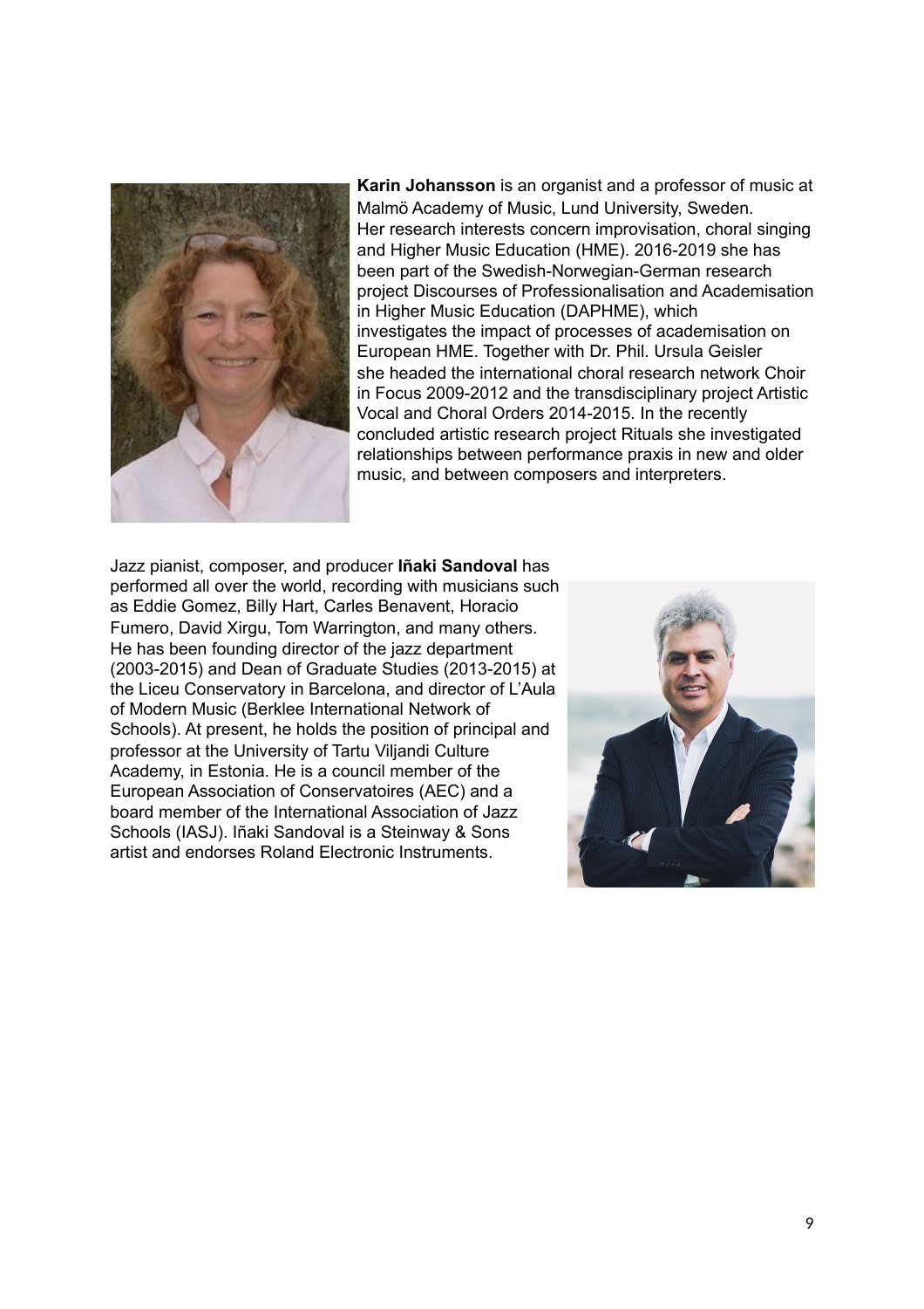**Karin Johansson** is an organist and a professor of music at Malmö Academy of Music, Lund University, Sweden. Her research interests concern improvisation, choral singing and Higher Music Education (HME). 2016-2019 she has been part of the Swedish-Norwegian-German research project Discourses of Professionalisation and Academisation in Higher Music Education (DAPHME), which investigates the impact of processes of academisation on European HME. Together with Dr. Phil. Ursula Geisler she headed the international choral research network Choir in Focus 2009-2012 and the transdisciplinary project Artistic Vocal and Choral Orders 2014-2015. In the recently concluded artistic research project Rituals she investigated relationships between performance praxis in new and older music, and between composers and interpreters.

Jazz pianist, composer, and producer **Iñaki Sandoval** has performed all over the world, recording with musicians such as Eddie Gomez, Billy Hart, Carles Benavent, Horacio Fumero, David Xirgu, Tom Warrington, and many others. He has been founding director of the jazz department (2003-2015) and Dean of Graduate Studies (2013-2015) at the Liceu Conservatory in Barcelona, and director of L'Aula of Modern Music (Berklee International Network of Schools). At present, he holds the position of principal and professor at the University of Tartu Viljandi Culture Academy, in Estonia. He is a council member of the European Association of Conservatoires (AEC) and a board member of the International Association of Jazz Schools (IASJ). Iñaki Sandoval is a Steinway & Sons artist and endorses Roland Electronic Instruments.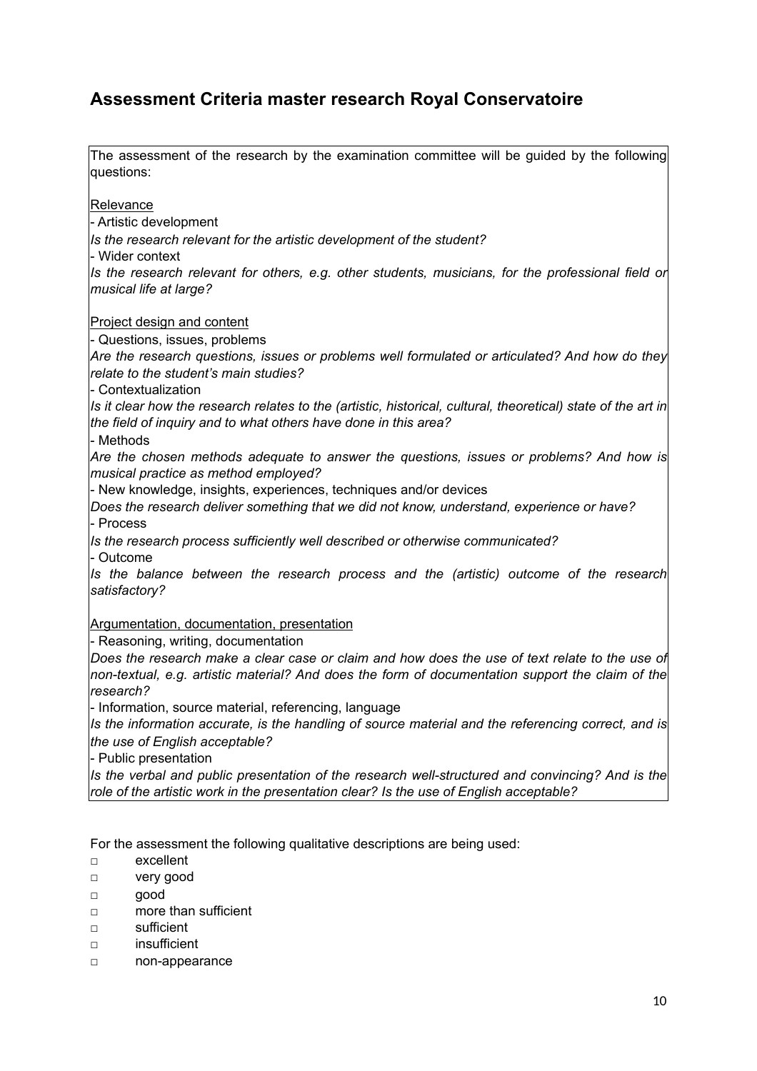## Assessment Criteria master research Royal Conservatoire

The assessment of the research by the examination committee will be guided by the following questions:

<u>Relevance</u>

- Artistic development

*Is the research relevant for the artistic development of the student?*

- Wider context

*Is the research relevant for others, e.g. other students, musicians, for the professional field or musical life at large?*

<u>Project design and content</u>

- Questions, issues, problems

*Are the research questions, issues or problems well formulated or articulated? And how do they relate to the student's main studies?*

- Contextualization

*Is it clear how the research relates to the (artistic, historical, cultural, theoretical) state of the art in the field of inquiry and to what others have done in this area?*

- Methods

*Are the chosen methods adequate to answer the questions, issues or problems? And how is musical practice as method employed?*

- New knowledge, insights, experiences, techniques and/or devices

*Does the research deliver something that we did not know, understand, experience or have?*

- Process

*Is the research process sufficiently well described or otherwise communicated?*

- Outcome

*Is the balance between the research process and the (artistic) outcome of the research satisfactory?*

<u>Argumentation, documentation, presentation</u>

- Reasoning, writing, documentation

*Does the research make a clear case or claim and how does the use of text relate to the use of non-textual, e.g. artistic material? And does the form of documentation support the claim of the research?*

- Information, source material, referencing, language

*Is the information accurate, is the handling of source material and the referencing correct, and is the use of English acceptable?*

- Public presentation

*Is the verbal and public presentation of the research well-structured and convincing? And is the role of the artistic work in the presentation clear? Is the use of English acceptable?*

For the assessment the following qualitative descriptions are being used:

- □ excellent
- □ very good
- □ good
- □ more than sufficient
- □ sufficient
- □ insufficient
- □ non-appearance